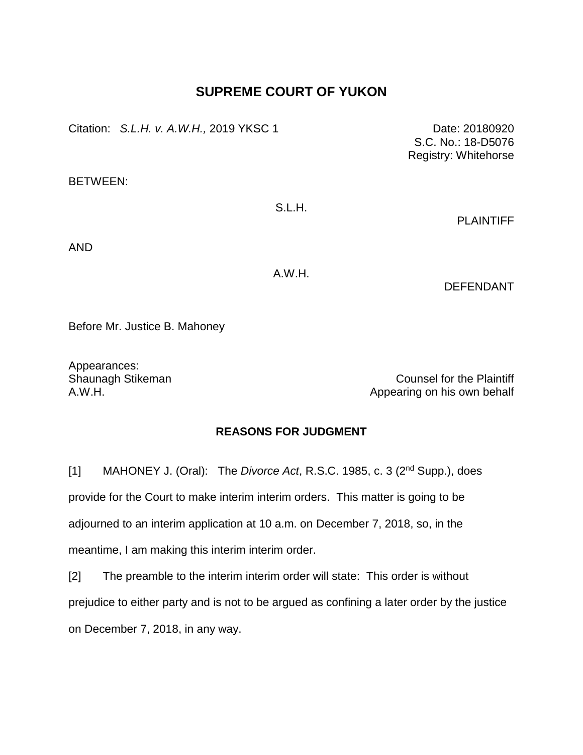# SUPREME COURT OF YUKON

Citation: *S.L.H. v. A.W.H.,* 2019 YKSC 1

Date: 20180920
S.C. No.: 18-D5076
Registry: Whitehorse

BETWEEN:

S.L.H.

PLAINTIFF

AND

A.W.H.

DEFENDANT

Before Mr. Justice B. Mahoney

Appearances:

Shaunagh Stikeman — Counsel for the Plaintiff
A.W.H. — Appearing on his own behalf

## REASONS FOR JUDGMENT

[1] MAHONEY J. (Oral): The *Divorce Act*, R.S.C. 1985, c. 3 (2nd Supp.), does provide for the Court to make interim interim orders. This matter is going to be adjourned to an interim application at 10 a.m. on December 7, 2018, so, in the meantime, I am making this interim interim order.

[2] The preamble to the interim interim order will state: This order is without prejudice to either party and is not to be argued as confining a later order by the justice on December 7, 2018, in any way.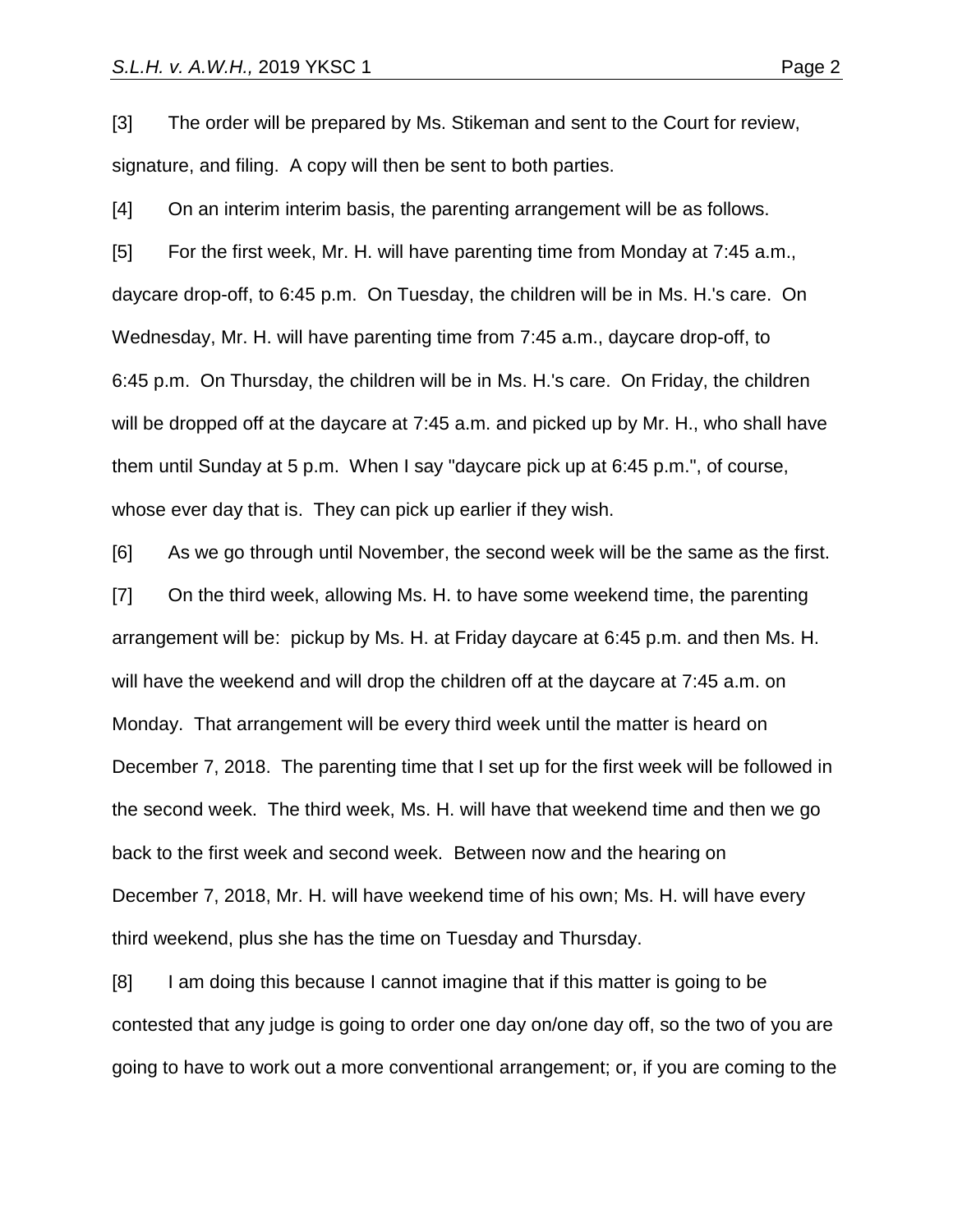[3] The order will be prepared by Ms. Stikeman and sent to the Court for review, signature, and filing. A copy will then be sent to both parties.

[4] On an interim interim basis, the parenting arrangement will be as follows.

[5] For the first week, Mr. H. will have parenting time from Monday at 7:45 a.m., daycare drop-off, to 6:45 p.m. On Tuesday, the children will be in Ms. H.'s care. On Wednesday, Mr. H. will have parenting time from 7:45 a.m., daycare drop-off, to 6:45 p.m. On Thursday, the children will be in Ms. H.'s care. On Friday, the children will be dropped off at the daycare at 7:45 a.m. and picked up by Mr. H., who shall have them until Sunday at 5 p.m. When I say "daycare pick up at 6:45 p.m.", of course, whose ever day that is. They can pick up earlier if they wish.

[6] As we go through until November, the second week will be the same as the first.

[7] On the third week, allowing Ms. H. to have some weekend time, the parenting arrangement will be: pickup by Ms. H. at Friday daycare at 6:45 p.m. and then Ms. H. will have the weekend and will drop the children off at the daycare at 7:45 a.m. on Monday. That arrangement will be every third week until the matter is heard on December 7, 2018. The parenting time that I set up for the first week will be followed in the second week. The third week, Ms. H. will have that weekend time and then we go back to the first week and second week. Between now and the hearing on December 7, 2018, Mr. H. will have weekend time of his own; Ms. H. will have every third weekend, plus she has the time on Tuesday and Thursday.

[8] I am doing this because I cannot imagine that if this matter is going to be contested that any judge is going to order one day on/one day off, so the two of you are going to have to work out a more conventional arrangement; or, if you are coming to the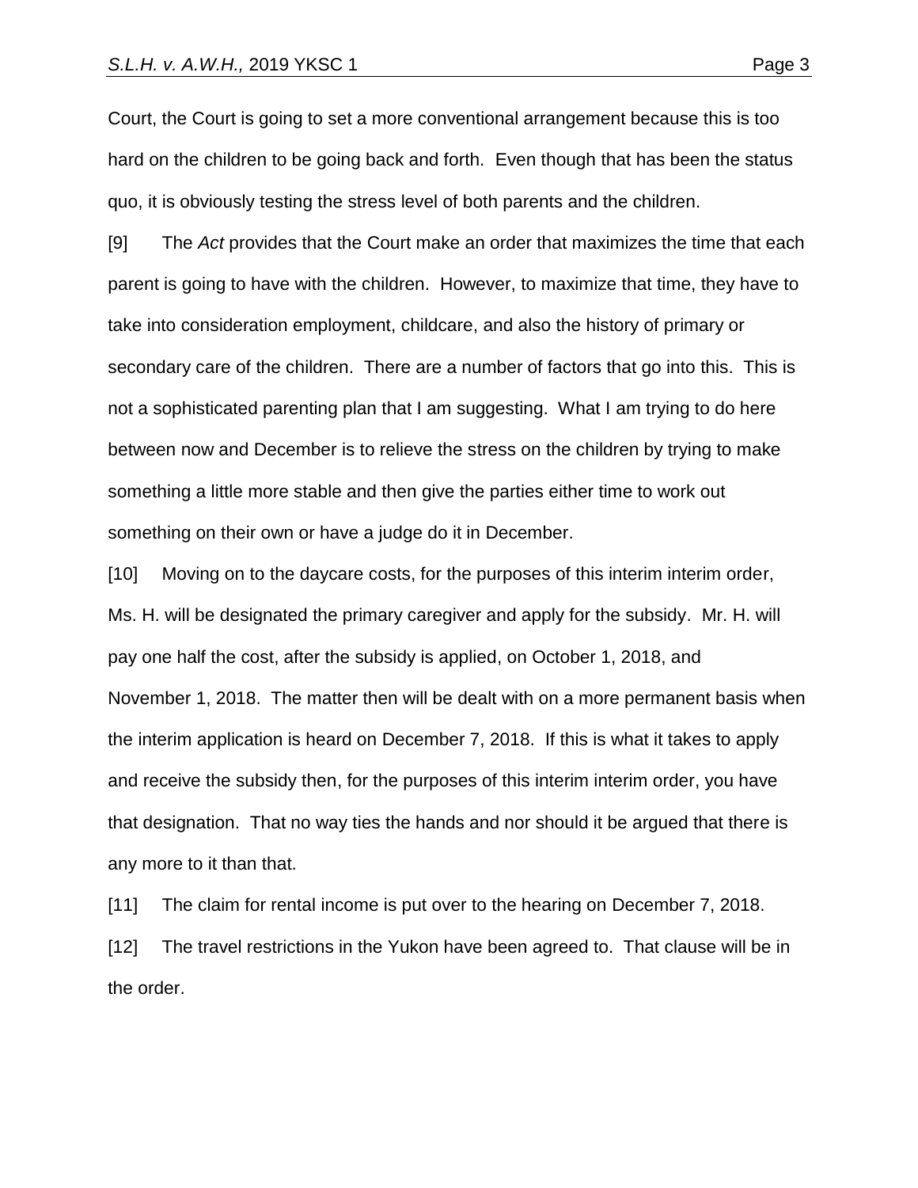Court, the Court is going to set a more conventional arrangement because this is too hard on the children to be going back and forth. Even though that has been the status quo, it is obviously testing the stress level of both parents and the children.

[9] The *Act* provides that the Court make an order that maximizes the time that each parent is going to have with the children. However, to maximize that time, they have to take into consideration employment, childcare, and also the history of primary or secondary care of the children. There are a number of factors that go into this. This is not a sophisticated parenting plan that I am suggesting. What I am trying to do here between now and December is to relieve the stress on the children by trying to make something a little more stable and then give the parties either time to work out something on their own or have a judge do it in December.

[10] Moving on to the daycare costs, for the purposes of this interim interim order, Ms. H. will be designated the primary caregiver and apply for the subsidy. Mr. H. will pay one half the cost, after the subsidy is applied, on October 1, 2018, and November 1, 2018. The matter then will be dealt with on a more permanent basis when the interim application is heard on December 7, 2018. If this is what it takes to apply and receive the subsidy then, for the purposes of this interim interim order, you have that designation. That no way ties the hands and nor should it be argued that there is any more to it than that.

[11] The claim for rental income is put over to the hearing on December 7, 2018.

[12] The travel restrictions in the Yukon have been agreed to. That clause will be in the order.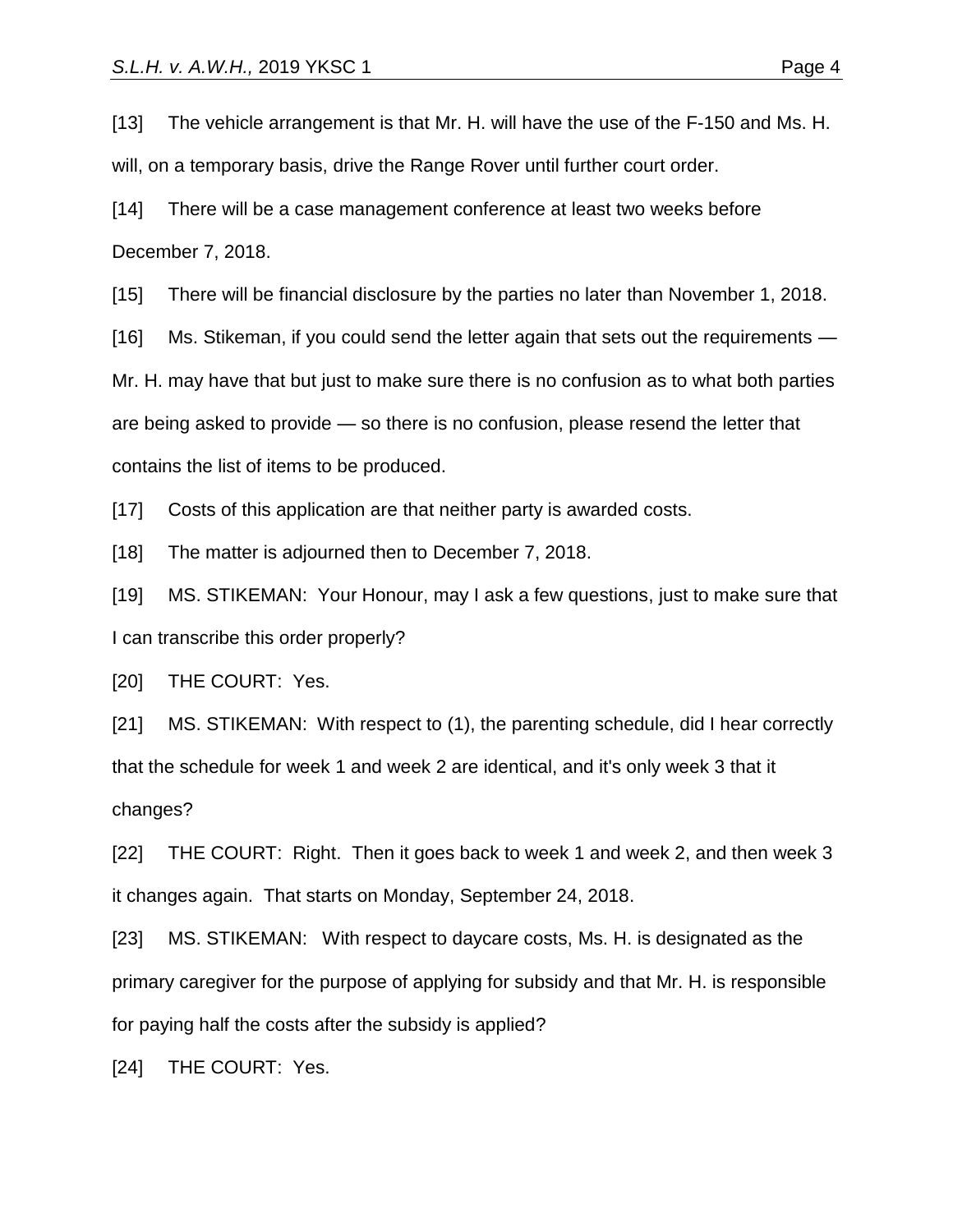[13] The vehicle arrangement is that Mr. H. will have the use of the F-150 and Ms. H. will, on a temporary basis, drive the Range Rover until further court order.

[14] There will be a case management conference at least two weeks before December 7, 2018.

[15] There will be financial disclosure by the parties no later than November 1, 2018.

[16] Ms. Stikeman, if you could send the letter again that sets out the requirements — Mr. H. may have that but just to make sure there is no confusion as to what both parties are being asked to provide — so there is no confusion, please resend the letter that contains the list of items to be produced.

[17] Costs of this application are that neither party is awarded costs.

[18] The matter is adjourned then to December 7, 2018.

[19] MS. STIKEMAN: Your Honour, may I ask a few questions, just to make sure that I can transcribe this order properly?

[20] THE COURT: Yes.

[21] MS. STIKEMAN: With respect to (1), the parenting schedule, did I hear correctly that the schedule for week 1 and week 2 are identical, and it's only week 3 that it changes?

[22] THE COURT: Right. Then it goes back to week 1 and week 2, and then week 3 it changes again. That starts on Monday, September 24, 2018.

[23] MS. STIKEMAN: With respect to daycare costs, Ms. H. is designated as the primary caregiver for the purpose of applying for subsidy and that Mr. H. is responsible for paying half the costs after the subsidy is applied?

[24] THE COURT: Yes.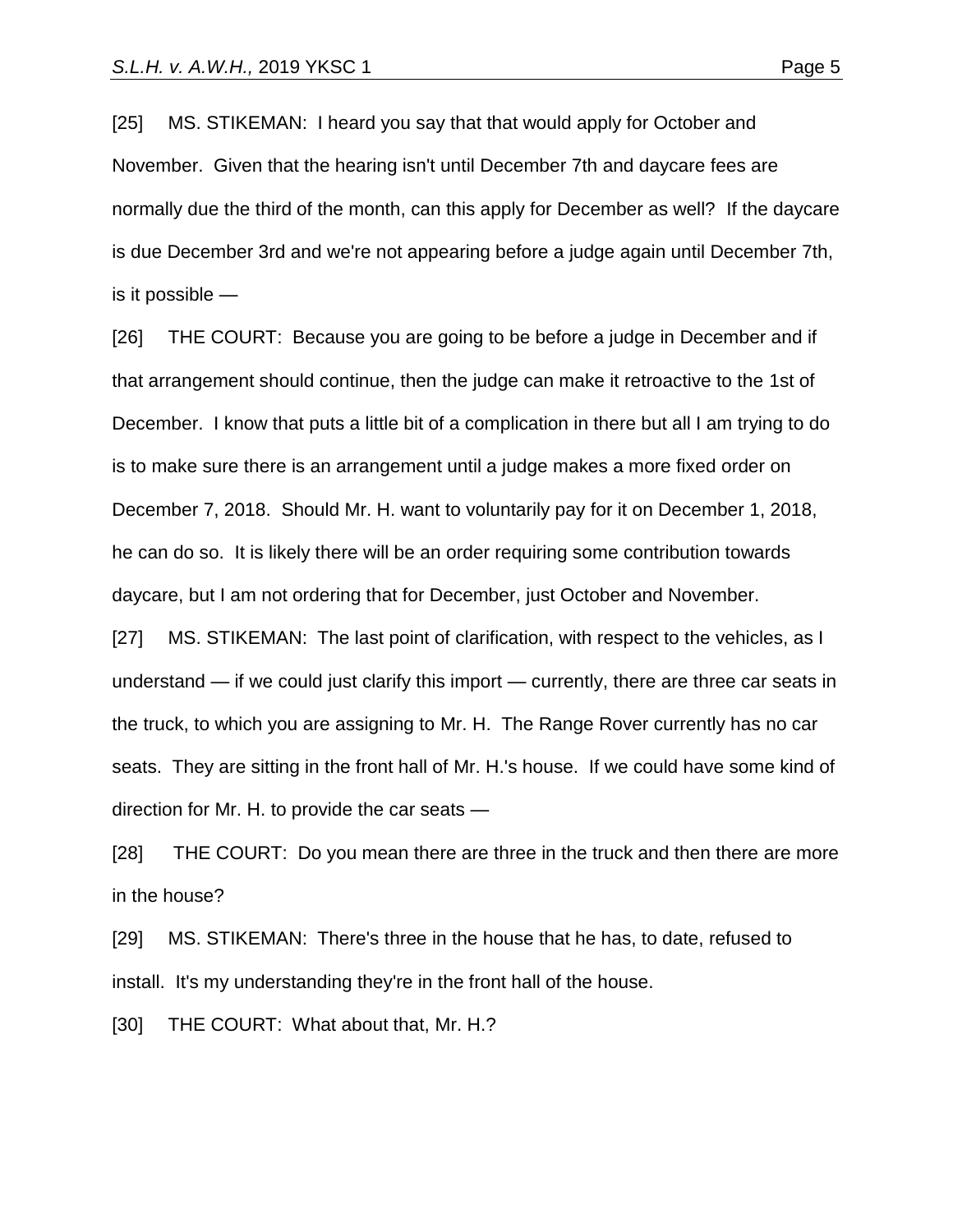[25] MS. STIKEMAN: I heard you say that that would apply for October and November. Given that the hearing isn't until December 7th and daycare fees are normally due the third of the month, can this apply for December as well? If the daycare is due December 3rd and we're not appearing before a judge again until December 7th, is it possible —

[26] THE COURT: Because you are going to be before a judge in December and if that arrangement should continue, then the judge can make it retroactive to the 1st of December. I know that puts a little bit of a complication in there but all I am trying to do is to make sure there is an arrangement until a judge makes a more fixed order on December 7, 2018. Should Mr. H. want to voluntarily pay for it on December 1, 2018, he can do so. It is likely there will be an order requiring some contribution towards daycare, but I am not ordering that for December, just October and November.

[27] MS. STIKEMAN: The last point of clarification, with respect to the vehicles, as I understand — if we could just clarify this import — currently, there are three car seats in the truck, to which you are assigning to Mr. H. The Range Rover currently has no car seats. They are sitting in the front hall of Mr. H.'s house. If we could have some kind of direction for Mr. H. to provide the car seats —

[28] THE COURT: Do you mean there are three in the truck and then there are more in the house?

[29] MS. STIKEMAN: There's three in the house that he has, to date, refused to install. It's my understanding they're in the front hall of the house.

[30] THE COURT: What about that, Mr. H.?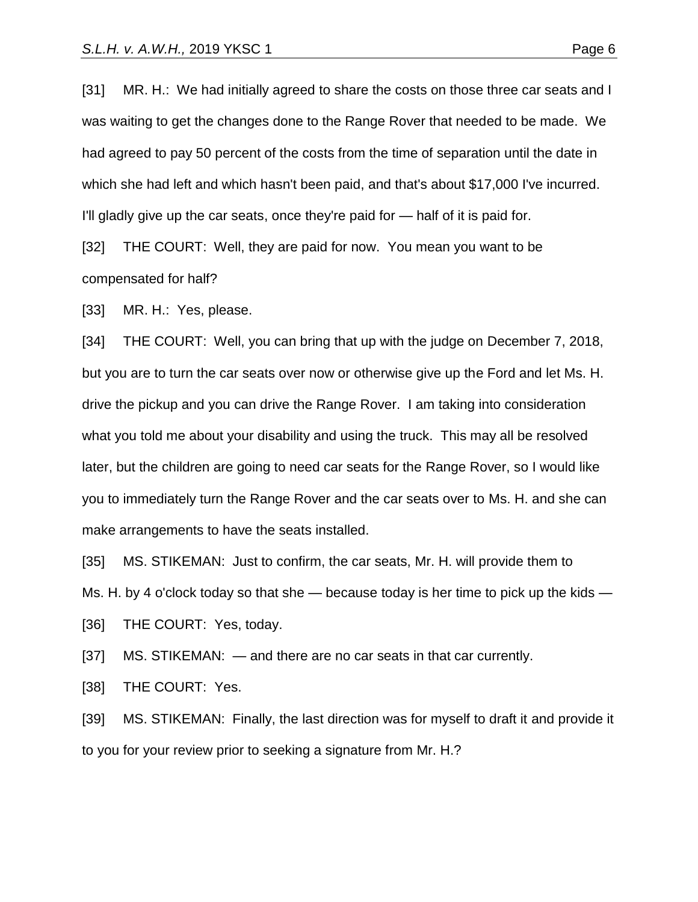[31] MR. H.: We had initially agreed to share the costs on those three car seats and I was waiting to get the changes done to the Range Rover that needed to be made. We had agreed to pay 50 percent of the costs from the time of separation until the date in which she had left and which hasn't been paid, and that's about $17,000 I've incurred. I'll gladly give up the car seats, once they're paid for — half of it is paid for.

[32] THE COURT: Well, they are paid for now. You mean you want to be compensated for half?

[33] MR. H.: Yes, please.

[34] THE COURT: Well, you can bring that up with the judge on December 7, 2018, but you are to turn the car seats over now or otherwise give up the Ford and let Ms. H. drive the pickup and you can drive the Range Rover. I am taking into consideration what you told me about your disability and using the truck. This may all be resolved later, but the children are going to need car seats for the Range Rover, so I would like you to immediately turn the Range Rover and the car seats over to Ms. H. and she can make arrangements to have the seats installed.

[35] MS. STIKEMAN: Just to confirm, the car seats, Mr. H. will provide them to Ms. H. by 4 o'clock today so that she — because today is her time to pick up the kids —

[36] THE COURT: Yes, today.

[37] MS. STIKEMAN: — and there are no car seats in that car currently.

[38] THE COURT: Yes.

[39] MS. STIKEMAN: Finally, the last direction was for myself to draft it and provide it to you for your review prior to seeking a signature from Mr. H.?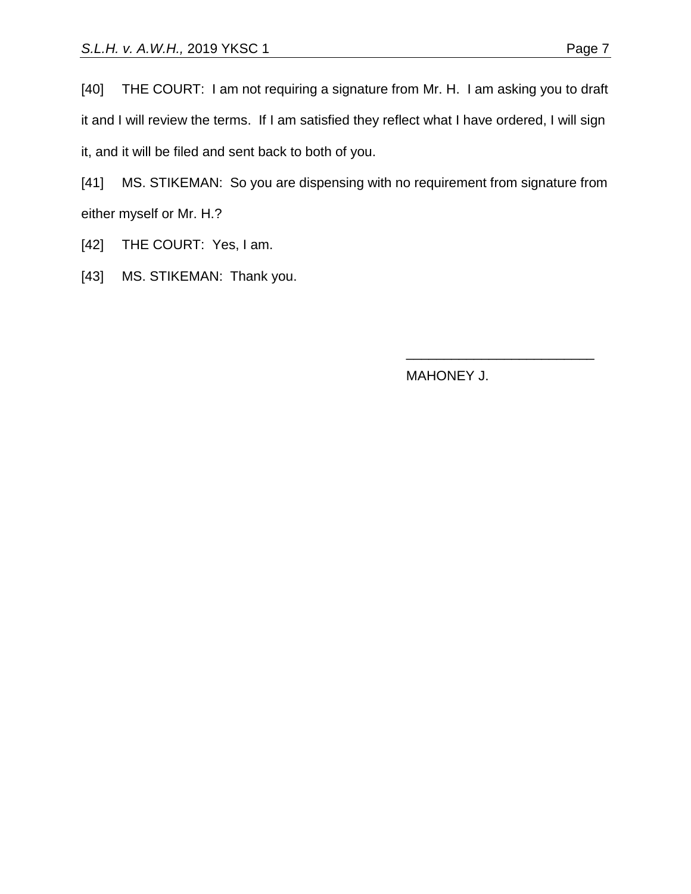[40] THE COURT: I am not requiring a signature from Mr. H. I am asking you to draft it and I will review the terms. If I am satisfied they reflect what I have ordered, I will sign it, and it will be filed and sent back to both of you.

[41] MS. STIKEMAN: So you are dispensing with no requirement from signature from either myself or Mr. H.?

[42] THE COURT: Yes, I am.

[43] MS. STIKEMAN: Thank you.

\_\_\_\_\_\_\_\_\_\_\_\_\_\_\_\_\_\_\_\_\_\_\_\_\_\_

MAHONEY J.